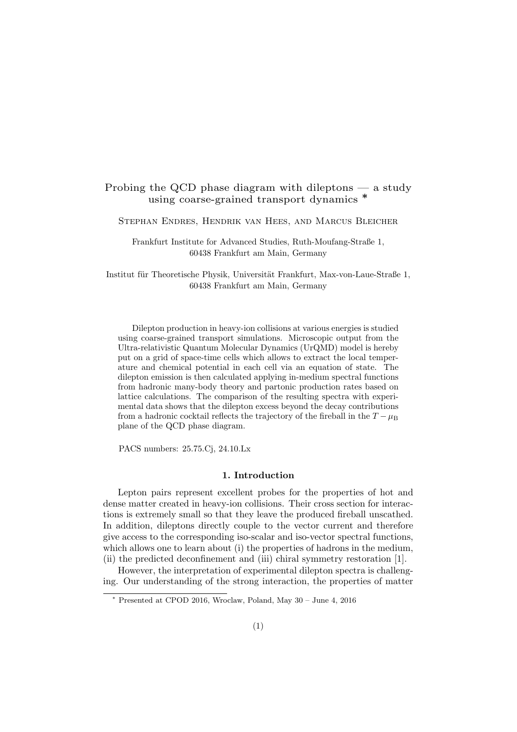# Probing the QCD phase diagram with dileptons — a study using coarse-grained transport dynamics *

Stephan Endres, Hendrik van Hees, and Marcus Bleicher

Frankfurt Institute for Advanced Studies, Ruth-Moufang-Straße 1, 60438 Frankfurt am Main, Germany

Institut für Theoretische Physik, Universität Frankfurt, Max-von-Laue-Straße 1, 60438 Frankfurt am Main, Germany

Dilepton production in heavy-ion collisions at various energies is studied using coarse-grained transport simulations. Microscopic output from the Ultra-relativistic Quantum Molecular Dynamics (UrQMD) model is hereby put on a grid of space-time cells which allows to extract the local temperature and chemical potential in each cell via an equation of state. The dilepton emission is then calculated applying in-medium spectral functions from hadronic many-body theory and partonic production rates based on lattice calculations. The comparison of the resulting spectra with experimental data shows that the dilepton excess beyond the decay contributions from a hadronic cocktail reflects the trajectory of the fireball in the $T-\mu_{\mathrm{B}}$ plane of the QCD phase diagram.

PACS numbers: 25.75.Cj, 24.10.Lx

## 1. Introduction

Lepton pairs represent excellent probes for the properties of hot and dense matter created in heavy-ion collisions. Their cross section for interactions is extremely small so that they leave the produced fireball unscathed. In addition, dileptons directly couple to the vector current and therefore give access to the corresponding iso-scalar and iso-vector spectral functions, which allows one to learn about (i) the properties of hadrons in the medium, (ii) the predicted deconfinement and (iii) chiral symmetry restoration [1].

However, the interpretation of experimental dilepton spectra is challenging. Our understanding of the strong interaction, the properties of matter

* Presented at CPOD 2016, Wroclaw, Poland, May 30 – June 4, 2016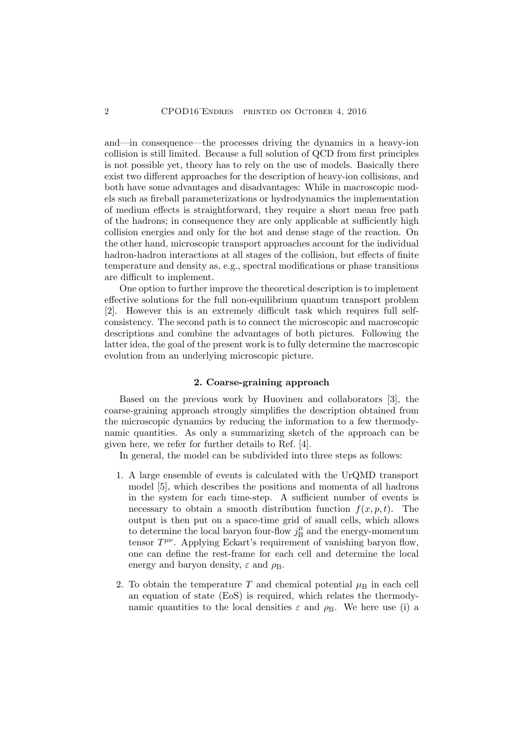and—in consequence—the processes driving the dynamics in a heavy-ion collision is still limited. Because a full solution of QCD from first principles is not possible yet, theory has to rely on the use of models. Basically there exist two different approaches for the description of heavy-ion collisions, and both have some advantages and disadvantages: While in macroscopic models such as fireball parameterizations or hydrodynamics the implementation of medium effects is straightforward, they require a short mean free path of the hadrons; in consequence they are only applicable at sufficiently high collision energies and only for the hot and dense stage of the reaction. On the other hand, microscopic transport approaches account for the individual hadron-hadron interactions at all stages of the collision, but effects of finite temperature and density as, e.g., spectral modifications or phase transitions are difficult to implement.

One option to further improve the theoretical description is to implement effective solutions for the full non-equilibrium quantum transport problem [2]. However this is an extremely difficult task which requires full self-consistency. The second path is to connect the microscopic and macroscopic descriptions and combine the advantages of both pictures. Following the latter idea, the goal of the present work is to fully determine the macroscopic evolution from an underlying microscopic picture.

## 2. Coarse-graining approach

Based on the previous work by Huovinen and collaborators [3], the coarse-graining approach strongly simplifies the description obtained from the microscopic dynamics by reducing the information to a few thermodynamic quantities. As only a summarizing sketch of the approach can be given here, we refer for further details to Ref. [4].

In general, the model can be subdivided into three steps as follows:

1. A large ensemble of events is calculated with the UrQMD transport model [5], which describes the positions and momenta of all hadrons in the system for each time-step. A sufficient number of events is necessary to obtain a smooth distribution function $f(x, p, t)$. The output is then put on a space-time grid of small cells, which allows to determine the local baryon four-flow $j^{\mu}_{\mathrm{B}}$ and the energy-momentum tensor $T^{\mu\nu}$. Applying Eckart's requirement of vanishing baryon flow, one can define the rest-frame for each cell and determine the local energy and baryon density, $\varepsilon$ and $\rho_{\mathrm{B}}$.

2. To obtain the temperature $T$ and chemical potential $\mu_{\mathrm{B}}$ in each cell an equation of state (EoS) is required, which relates the thermodynamic quantities to the local densities $\varepsilon$ and $\rho_{\mathrm{B}}$. We here use (i) a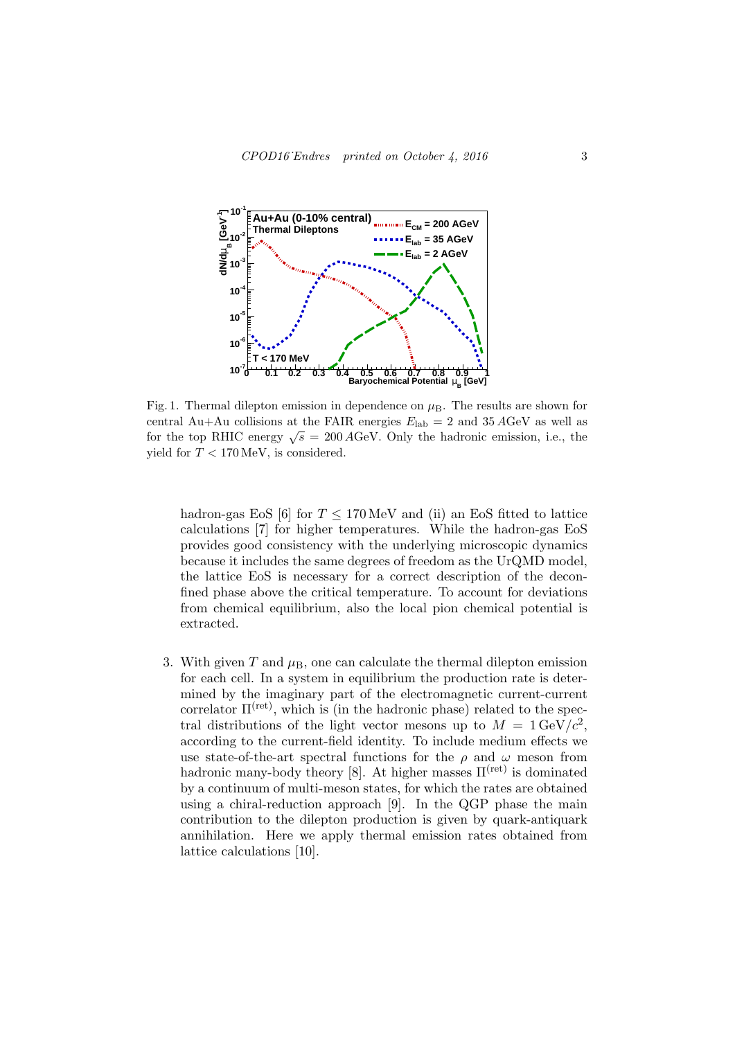Fig. 1. Thermal dilepton emission in dependence on $\mu_B$. The results are shown for central Au+Au collisions at the FAIR energies $E_{lab} = 2$ and $35\,A$GeV as well as for the top RHIC energy $\sqrt{s} = 200\,A$GeV. Only the hadronic emission, i.e., the yield for $T < 170$ MeV, is considered.

hadron-gas EoS [6] for $T \leq 170$ MeV and (ii) an EoS fitted to lattice calculations [7] for higher temperatures. While the hadron-gas EoS provides good consistency with the underlying microscopic dynamics because it includes the same degrees of freedom as the UrQMD model, the lattice EoS is necessary for a correct description of the deconfined phase above the critical temperature. To account for deviations from chemical equilibrium, also the local pion chemical potential is extracted.

3. With given $T$ and $\mu_B$, one can calculate the thermal dilepton emission for each cell. In a system in equilibrium the production rate is determined by the imaginary part of the electromagnetic current-current correlator $\Pi^{(\mathrm{ret})}$, which is (in the hadronic phase) related to the spectral distributions of the light vector mesons up to $M = 1\,\mathrm{GeV}/c^2$, according to the current-field identity. To include medium effects we use state-of-the-art spectral functions for the $\rho$ and $\omega$ meson from hadronic many-body theory [8]. At higher masses $\Pi^{(\mathrm{ret})}$ is dominated by a continuum of multi-meson states, for which the rates are obtained using a chiral-reduction approach [9]. In the QGP phase the main contribution to the dilepton production is given by quark-antiquark annihilation. Here we apply thermal emission rates obtained from lattice calculations [10].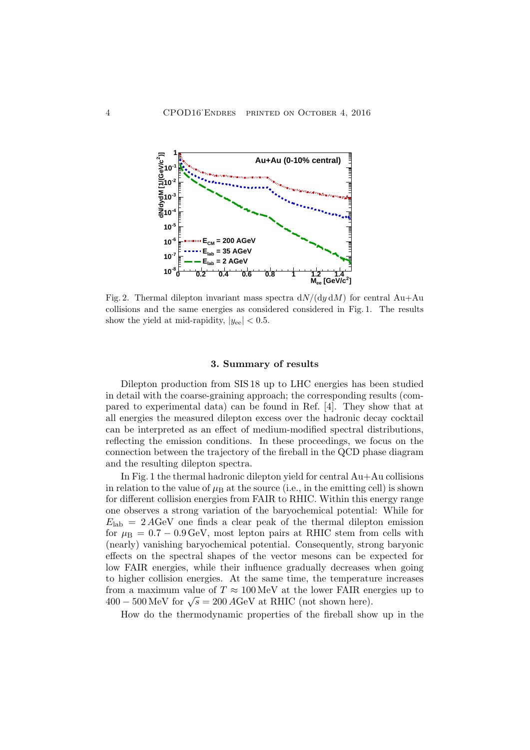Fig. 2. Thermal dilepton invariant mass spectra $\mathrm{d}N/(\mathrm{d}y\,\mathrm{d}M)$ for central Au+Au collisions and the same energies as considered considered in Fig. 1. The results show the yield at mid-rapidity, $|y_{\mathrm{ee}}| < 0.5$.

## 3. Summary of results

Dilepton production from SIS 18 up to LHC energies has been studied in detail with the coarse-graining approach; the corresponding results (compared to experimental data) can be found in Ref. [4]. They show that at all energies the measured dilepton excess over the hadronic decay cocktail can be interpreted as an effect of medium-modified spectral distributions, reflecting the emission conditions. In these proceedings, we focus on the connection between the trajectory of the fireball in the QCD phase diagram and the resulting dilepton spectra.

In Fig. 1 the thermal hadronic dilepton yield for central Au+Au collisions in relation to the value of $\mu_{\mathrm{B}}$ at the source (i.e., in the emitting cell) is shown for different collision energies from FAIR to RHIC. Within this energy range one observes a strong variation of the baryochemical potential: While for $E_{\mathrm{lab}} = 2\,A\mathrm{GeV}$ one finds a clear peak of the thermal dilepton emission for $\mu_{\mathrm{B}} = 0.7 - 0.9\,\mathrm{GeV}$, most lepton pairs at RHIC stem from cells with (nearly) vanishing baryochemical potential. Consequently, strong baryonic effects on the spectral shapes of the vector mesons can be expected for low FAIR energies, while their influence gradually decreases when going to higher collision energies. At the same time, the temperature increases from a maximum value of $T \approx 100\,\mathrm{MeV}$ at the lower FAIR energies up to $400 - 500\,\mathrm{MeV}$ for $\sqrt{s} = 200\,A\mathrm{GeV}$ at RHIC (not shown here).

How do the thermodynamic properties of the fireball show up in the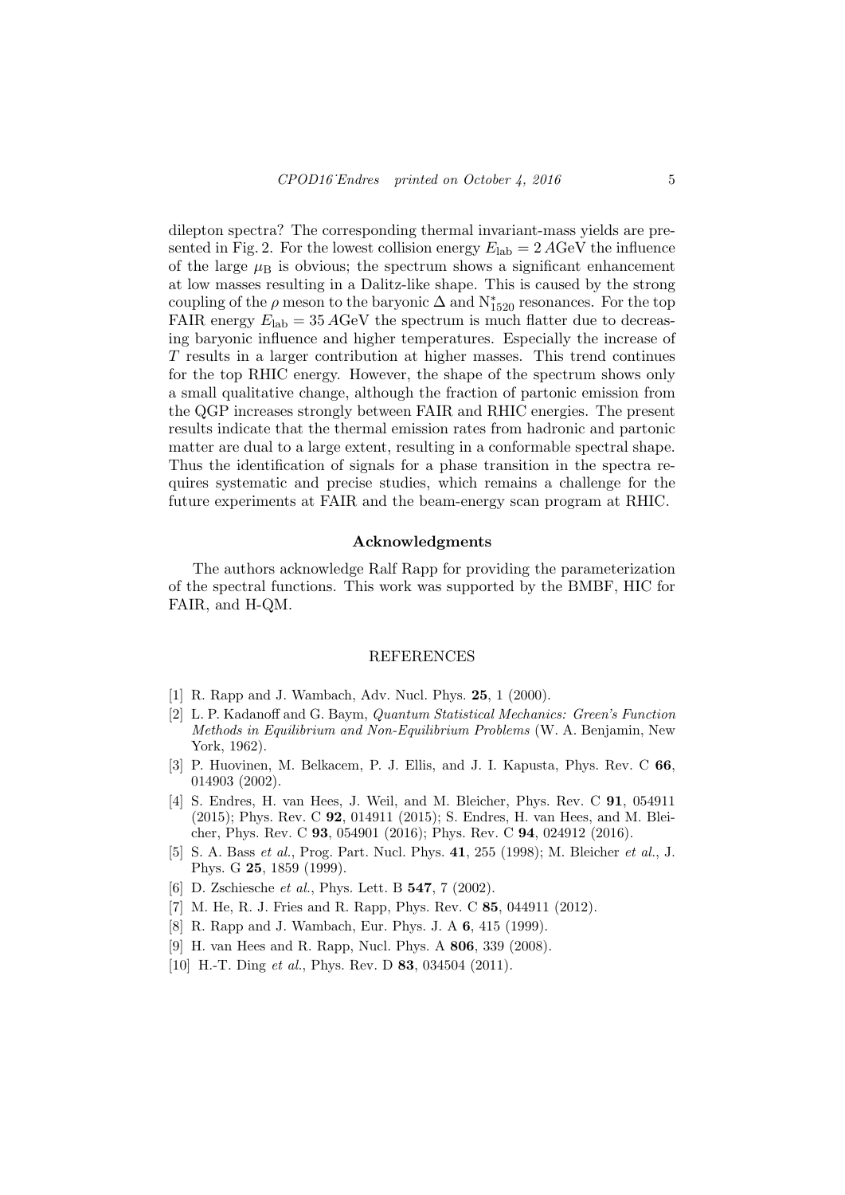dilepton spectra? The corresponding thermal invariant-mass yields are presented in Fig. 2. For the lowest collision energy $E_{\rm lab} = 2\,A$GeV the influence of the large $\mu_{\rm B}$ is obvious; the spectrum shows a significant enhancement at low masses resulting in a Dalitz-like shape. This is caused by the strong coupling of the $\rho$ meson to the baryonic $\Delta$ and $\mathrm{N}^*_{1520}$ resonances. For the top FAIR energy $E_{\rm lab} = 35\,A$GeV the spectrum is much flatter due to decreasing baryonic influence and higher temperatures. Especially the increase of $T$ results in a larger contribution at higher masses. This trend continues for the top RHIC energy. However, the shape of the spectrum shows only a small qualitative change, although the fraction of partonic emission from the QGP increases strongly between FAIR and RHIC energies. The present results indicate that the thermal emission rates from hadronic and partonic matter are dual to a large extent, resulting in a conformable spectral shape. Thus the identification of signals for a phase transition in the spectra requires systematic and precise studies, which remains a challenge for the future experiments at FAIR and the beam-energy scan program at RHIC.

## Acknowledgments

The authors acknowledge Ralf Rapp for providing the parameterization of the spectral functions. This work was supported by the BMBF, HIC for FAIR, and H-QM.

## REFERENCES

[1] R. Rapp and J. Wambach, Adv. Nucl. Phys. **25**, 1 (2000).

[2] L. P. Kadanoff and G. Baym, *Quantum Statistical Mechanics: Green's Function Methods in Equilibrium and Non-Equilibrium Problems* (W. A. Benjamin, New York, 1962).

[3] P. Huovinen, M. Belkacem, P. J. Ellis, and J. I. Kapusta, Phys. Rev. C **66**, 014903 (2002).

[4] S. Endres, H. van Hees, J. Weil, and M. Bleicher, Phys. Rev. C **91**, 054911 (2015); Phys. Rev. C **92**, 014911 (2015); S. Endres, H. van Hees, and M. Bleicher, Phys. Rev. C **93**, 054901 (2016); Phys. Rev. C **94**, 024912 (2016).

[5] S. A. Bass *et al.*, Prog. Part. Nucl. Phys. **41**, 255 (1998); M. Bleicher *et al.*, J. Phys. G **25**, 1859 (1999).

[6] D. Zschiesche *et al.*, Phys. Lett. B **547**, 7 (2002).

[7] M. He, R. J. Fries and R. Rapp, Phys. Rev. C **85**, 044911 (2012).

[8] R. Rapp and J. Wambach, Eur. Phys. J. A **6**, 415 (1999).

[9] H. van Hees and R. Rapp, Nucl. Phys. A **806**, 339 (2008).

[10] H.-T. Ding *et al.*, Phys. Rev. D **83**, 034504 (2011).